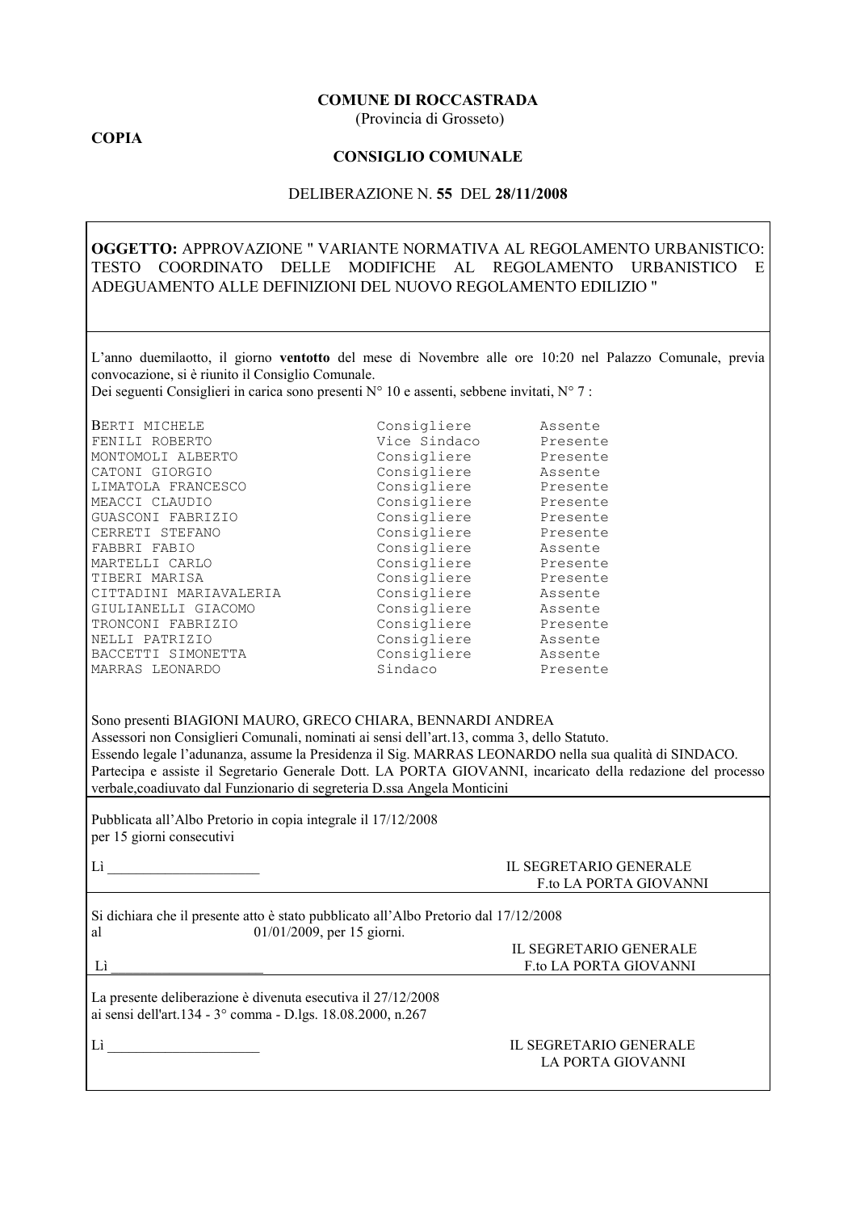**COPIA**

**COMUNE DI ROCCASTRADA**
(Provincia di Grosseto)

**CONSIGLIO COMUNALE**

DELIBERAZIONE N. **55** DEL **28/11/2008**

**OGGETTO:** APPROVAZIONE " VARIANTE NORMATIVA AL REGOLAMENTO URBANISTICO: TESTO COORDINATO DELLE MODIFICHE AL REGOLAMENTO URBANISTICO E ADEGUAMENTO ALLE DEFINIZIONI DEL NUOVO REGOLAMENTO EDILIZIO "

L'anno duemilaotto, il giorno **ventotto** del mese di Novembre alle ore 10:20 nel Palazzo Comunale, previa convocazione, si è riunito il Consiglio Comunale.
Dei seguenti Consiglieri in carica sono presenti N° 10 e assenti, sebbene invitati, N° 7 :

| | | |
|---|---|---|
| BERTI MICHELE | Consigliere | Assente |
| FENILI ROBERTO | Vice Sindaco | Presente |
| MONTOMOLI ALBERTO | Consigliere | Presente |
| CATONI GIORGIO | Consigliere | Assente |
| LIMATOLA FRANCESCO | Consigliere | Presente |
| MEACCI CLAUDIO | Consigliere | Presente |
| GUASCONI FABRIZIO | Consigliere | Presente |
| CERRETI STEFANO | Consigliere | Presente |
| FABBRI FABIO | Consigliere | Assente |
| MARTELLI CARLO | Consigliere | Presente |
| TIBERI MARISA | Consigliere | Presente |
| CITTADINI MARIAVALERIA | Consigliere | Assente |
| GIULIANELLI GIACOMO | Consigliere | Assente |
| TRONCONI FABRIZIO | Consigliere | Presente |
| NELLI PATRIZIO | Consigliere | Assente |
| BACCETTI SIMONETTA | Consigliere | Assente |
| MARRAS LEONARDO | Sindaco | Presente |

Sono presenti BIAGIONI MAURO, GRECO CHIARA, BENNARDI ANDREA
Assessori non Consiglieri Comunali, nominati ai sensi dell'art.13, comma 3, dello Statuto.
Essendo legale l'adunanza, assume la Presidenza il Sig. MARRAS LEONARDO nella sua qualità di SINDACO.
Partecipa e assiste il Segretario Generale Dott. LA PORTA GIOVANNI, incaricato della redazione del processo verbale,coadiuvato dal Funzionario di segreteria D.ssa Angela Monticini

Pubblicata all'Albo Pretorio in copia integrale il 17/12/2008
per 15 giorni consecutivi

Lì ______________________

IL SEGRETARIO GENERALE
F.to LA PORTA GIOVANNI

Si dichiara che il presente atto è stato pubblicato all'Albo Pretorio dal 17/12/2008
al 01/01/2009, per 15 giorni.

IL SEGRETARIO GENERALE
F.to LA PORTA GIOVANNI

Lì ______________________

La presente deliberazione è divenuta esecutiva il 27/12/2008
ai sensi dell'art.134 - 3° comma - D.lgs. 18.08.2000, n.267

Lì ______________________

IL SEGRETARIO GENERALE
LA PORTA GIOVANNI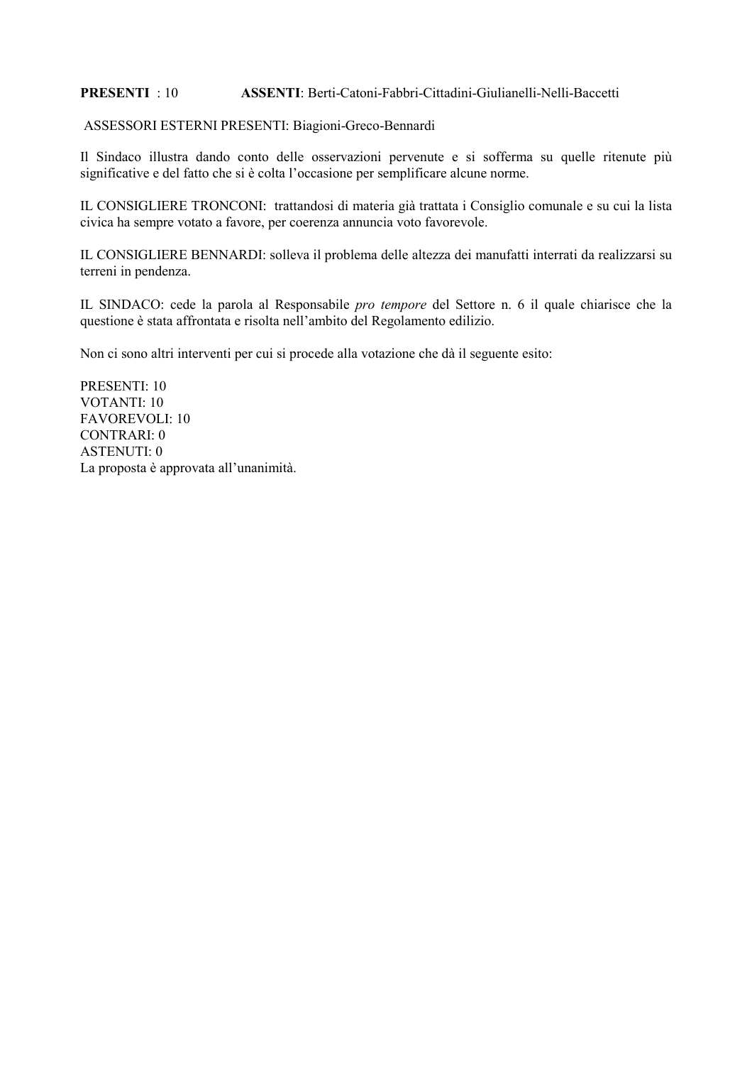**PRESENTI** : 10 **ASSENTI**: Berti-Catoni-Fabbri-Cittadini-Giulianelli-Nelli-Baccetti

ASSESSORI ESTERNI PRESENTI: Biagioni-Greco-Bennardi

Il Sindaco illustra dando conto delle osservazioni pervenute e si sofferma su quelle ritenute più significative e del fatto che si è colta l'occasione per semplificare alcune norme.

IL CONSIGLIERE TRONCONI: trattandosi di materia già trattata i Consiglio comunale e su cui la lista civica ha sempre votato a favore, per coerenza annuncia voto favorevole.

IL CONSIGLIERE BENNARDI: solleva il problema delle altezza dei manufatti interrati da realizzarsi su terreni in pendenza.

IL SINDACO: cede la parola al Responsabile *pro tempore* del Settore n. 6 il quale chiarisce che la questione è stata affrontata e risolta nell'ambito del Regolamento edilizio.

Non ci sono altri interventi per cui si procede alla votazione che dà il seguente esito:

PRESENTI: 10
VOTANTI: 10
FAVOREVOLI: 10
CONTRARI: 0
ASTENUTI: 0
La proposta è approvata all'unanimità.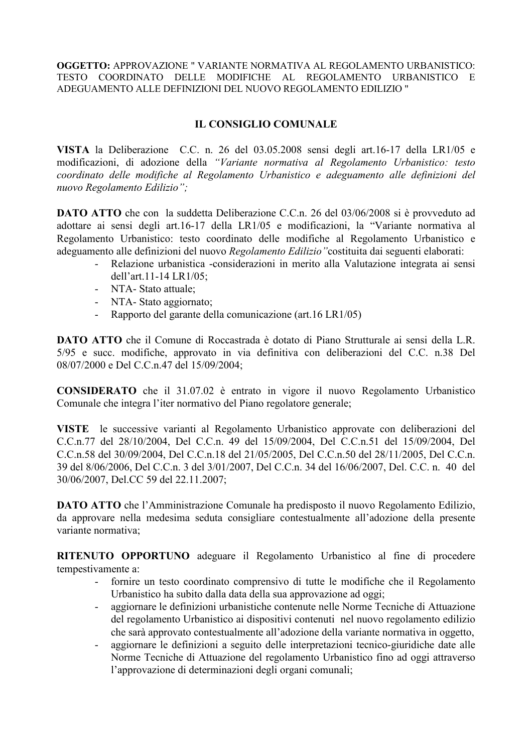**OGGETTO:** APPROVAZIONE " VARIANTE NORMATIVA AL REGOLAMENTO URBANISTICO: TESTO COORDINATO DELLE MODIFICHE AL REGOLAMENTO URBANISTICO E ADEGUAMENTO ALLE DEFINIZIONI DEL NUOVO REGOLAMENTO EDILIZIO "

## IL CONSIGLIO COMUNALE

**VISTA** la Deliberazione C.C. n. 26 del 03.05.2008 sensi degli art.16-17 della LR1/05 e modificazioni, di adozione della *"Variante normativa al Regolamento Urbanistico: testo coordinato delle modifiche al Regolamento Urbanistico e adeguamento alle definizioni del nuovo Regolamento Edilizio";*

**DATO ATTO** che con la suddetta Deliberazione C.C.n. 26 del 03/06/2008 si è provveduto ad adottare ai sensi degli art.16-17 della LR1/05 e modificazioni, la "Variante normativa al Regolamento Urbanistico: testo coordinato delle modifiche al Regolamento Urbanistico e adeguamento alle definizioni del nuovo *Regolamento Edilizio"*costituita dai seguenti elaborati:

- Relazione urbanistica -considerazioni in merito alla Valutazione integrata ai sensi dell'art.11-14 LR1/05;
- NTA- Stato attuale;
- NTA- Stato aggiornato;
- Rapporto del garante della comunicazione (art.16 LR1/05)

**DATO ATTO** che il Comune di Roccastrada è dotato di Piano Strutturale ai sensi della L.R. 5/95 e succ. modifiche, approvato in via definitiva con deliberazioni del C.C. n.38 Del 08/07/2000 e Del C.C.n.47 del 15/09/2004;

**CONSIDERATO** che il 31.07.02 è entrato in vigore il nuovo Regolamento Urbanistico Comunale che integra l'iter normativo del Piano regolatore generale;

**VISTE** le successive varianti al Regolamento Urbanistico approvate con deliberazioni del C.C.n.77 del 28/10/2004, Del C.C.n. 49 del 15/09/2004, Del C.C.n.51 del 15/09/2004, Del C.C.n.58 del 30/09/2004, Del C.C.n.18 del 21/05/2005, Del C.C.n.50 del 28/11/2005, Del C.C.n. 39 del 8/06/2006, Del C.C.n. 3 del 3/01/2007, Del C.C.n. 34 del 16/06/2007, Del. C.C. n. 40 del 30/06/2007, Del.CC 59 del 22.11.2007;

**DATO ATTO** che l'Amministrazione Comunale ha predisposto il nuovo Regolamento Edilizio, da approvare nella medesima seduta consigliare contestualmente all'adozione della presente variante normativa;

**RITENUTO OPPORTUNO** adeguare il Regolamento Urbanistico al fine di procedere tempestivamente a:

- fornire un testo coordinato comprensivo di tutte le modifiche che il Regolamento Urbanistico ha subito dalla data della sua approvazione ad oggi;
- aggiornare le definizioni urbanistiche contenute nelle Norme Tecniche di Attuazione del regolamento Urbanistico ai dispositivi contenuti nel nuovo regolamento edilizio che sarà approvato contestualmente all'adozione della variante normativa in oggetto,
- aggiornare le definizioni a seguito delle interpretazioni tecnico-giuridiche date alle Norme Tecniche di Attuazione del regolamento Urbanistico fino ad oggi attraverso l'approvazione di determinazioni degli organi comunali;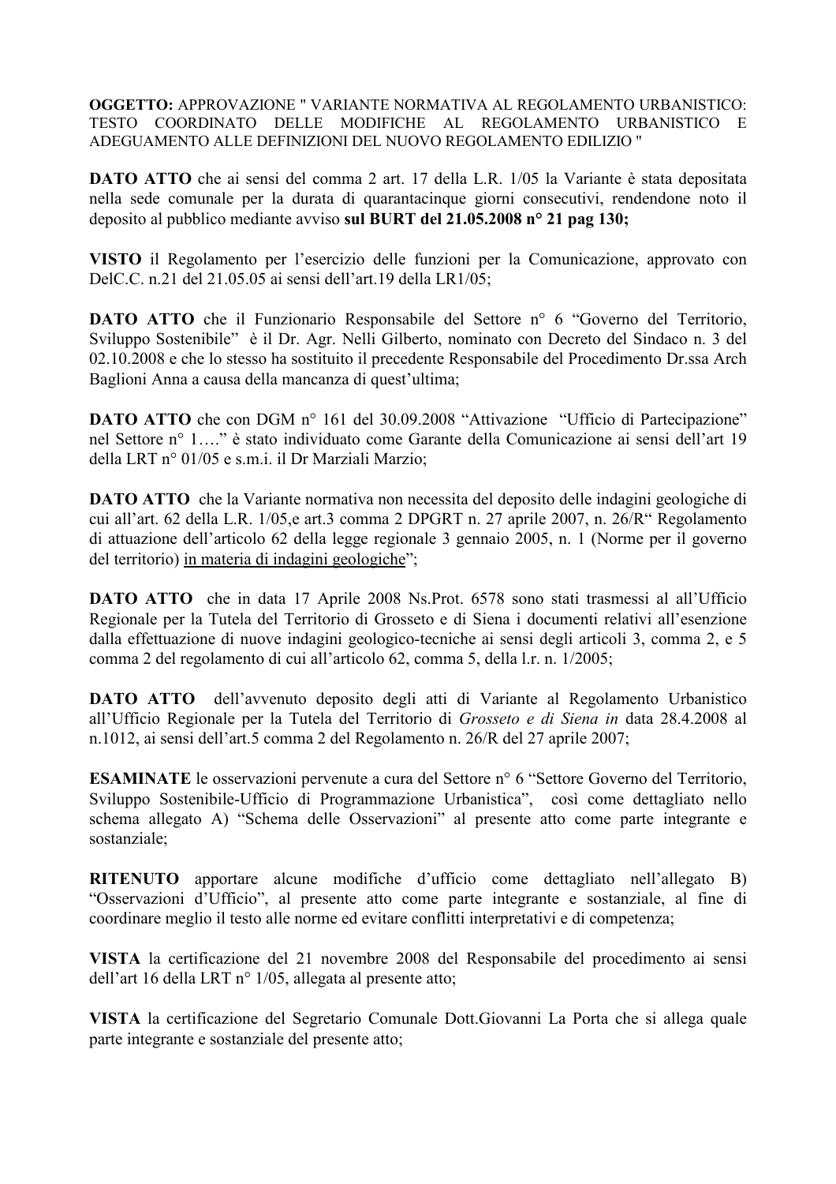**OGGETTO:** APPROVAZIONE " VARIANTE NORMATIVA AL REGOLAMENTO URBANISTICO: TESTO COORDINATO DELLE MODIFICHE AL REGOLAMENTO URBANISTICO E ADEGUAMENTO ALLE DEFINIZIONI DEL NUOVO REGOLAMENTO EDILIZIO "

**DATO ATTO** che ai sensi del comma 2 art. 17 della L.R. 1/05 la Variante è stata depositata nella sede comunale per la durata di quarantacinque giorni consecutivi, rendendone noto il deposito al pubblico mediante avviso **sul BURT del 21.05.2008 n° 21 pag 130;**

**VISTO** il Regolamento per l'esercizio delle funzioni per la Comunicazione, approvato con DelC.C. n.21 del 21.05.05 ai sensi dell'art.19 della LR1/05;

**DATO ATTO** che il Funzionario Responsabile del Settore n° 6 "Governo del Territorio, Sviluppo Sostenibile" è il Dr. Agr. Nelli Gilberto, nominato con Decreto del Sindaco n. 3 del 02.10.2008 e che lo stesso ha sostituito il precedente Responsabile del Procedimento Dr.ssa Arch Baglioni Anna a causa della mancanza di quest'ultima;

**DATO ATTO** che con DGM n° 161 del 30.09.2008 "Attivazione "Ufficio di Partecipazione" nel Settore n° 1…." è stato individuato come Garante della Comunicazione ai sensi dell'art 19 della LRT n° 01/05 e s.m.i. il Dr Marziali Marzio;

**DATO ATTO** che la Variante normativa non necessita del deposito delle indagini geologiche di cui all'art. 62 della L.R. 1/05,e art.3 comma 2 DPGRT n. 27 aprile 2007, n. 26/R" Regolamento di attuazione dell'articolo 62 della legge regionale 3 gennaio 2005, n. 1 (Norme per il governo del territorio) <u>in materia di indagini geologiche</u>";

**DATO ATTO** che in data 17 Aprile 2008 Ns.Prot. 6578 sono stati trasmessi al all'Ufficio Regionale per la Tutela del Territorio di Grosseto e di Siena i documenti relativi all'esenzione dalla effettuazione di nuove indagini geologico-tecniche ai sensi degli articoli 3, comma 2, e 5 comma 2 del regolamento di cui all'articolo 62, comma 5, della l.r. n. 1/2005;

**DATO ATTO** dell'avvenuto deposito degli atti di Variante al Regolamento Urbanistico all'Ufficio Regionale per la Tutela del Territorio di *Grosseto e di Siena in* data 28.4.2008 al n.1012, ai sensi dell'art.5 comma 2 del Regolamento n. 26/R del 27 aprile 2007;

**ESAMINATE** le osservazioni pervenute a cura del Settore n° 6 "Settore Governo del Territorio, Sviluppo Sostenibile-Ufficio di Programmazione Urbanistica", così come dettagliato nello schema allegato A) "Schema delle Osservazioni" al presente atto come parte integrante e sostanziale;

**RITENUTO** apportare alcune modifiche d'ufficio come dettagliato nell'allegato B) "Osservazioni d'Ufficio", al presente atto come parte integrante e sostanziale, al fine di coordinare meglio il testo alle norme ed evitare conflitti interpretativi e di competenza;

**VISTA** la certificazione del 21 novembre 2008 del Responsabile del procedimento ai sensi dell'art 16 della LRT n° 1/05, allegata al presente atto;

**VISTA** la certificazione del Segretario Comunale Dott.Giovanni La Porta che si allega quale parte integrante e sostanziale del presente atto;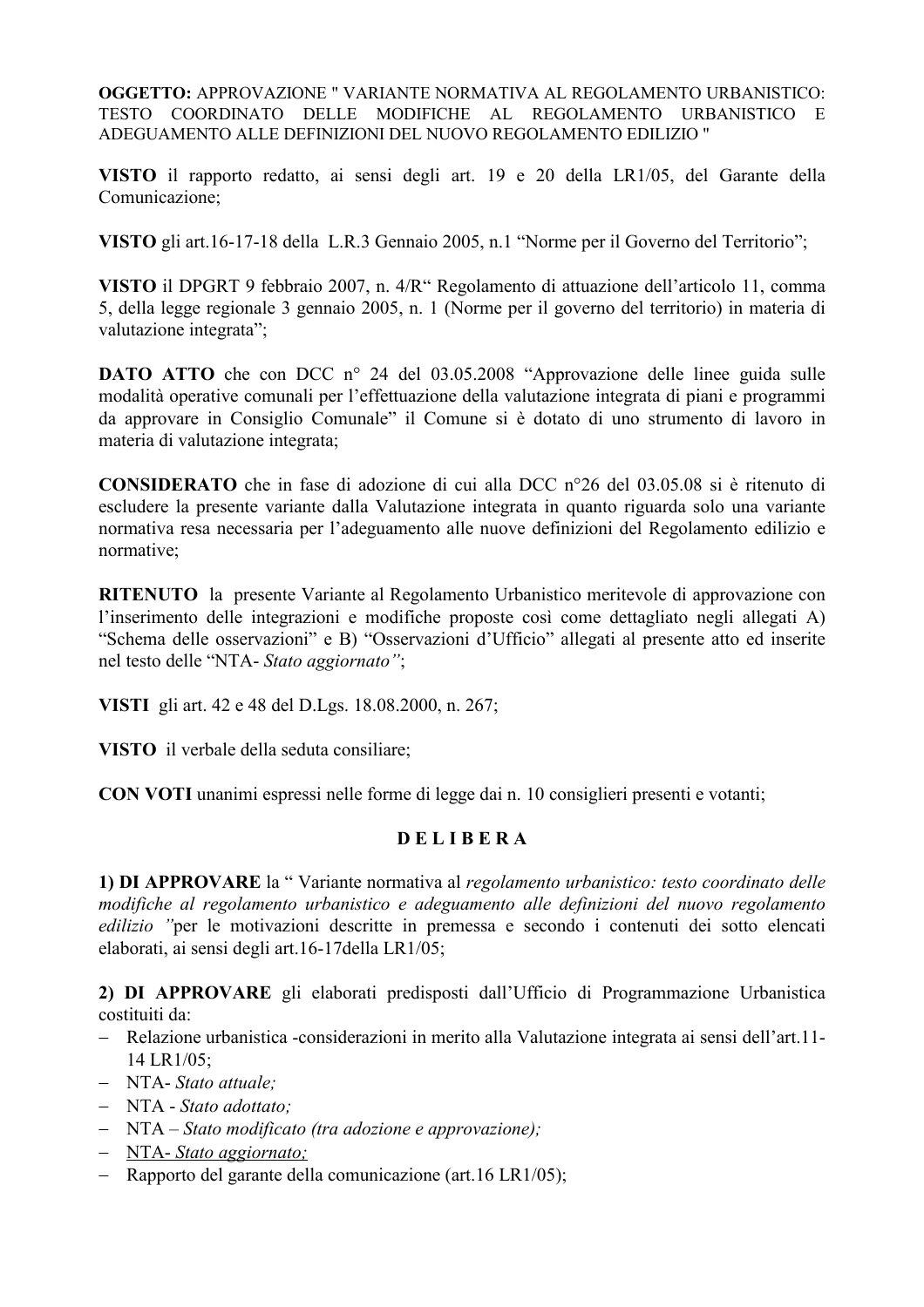**OGGETTO:** APPROVAZIONE " VARIANTE NORMATIVA AL REGOLAMENTO URBANISTICO: TESTO COORDINATO DELLE MODIFICHE AL REGOLAMENTO URBANISTICO E ADEGUAMENTO ALLE DEFINIZIONI DEL NUOVO REGOLAMENTO EDILIZIO "

**VISTO** il rapporto redatto, ai sensi degli art. 19 e 20 della LR1/05, del Garante della Comunicazione;

**VISTO** gli art.16-17-18 della L.R.3 Gennaio 2005, n.1 "Norme per il Governo del Territorio";

**VISTO** il DPGRT 9 febbraio 2007, n. 4/R" Regolamento di attuazione dell'articolo 11, comma 5, della legge regionale 3 gennaio 2005, n. 1 (Norme per il governo del territorio) in materia di valutazione integrata";

**DATO ATTO** che con DCC n° 24 del 03.05.2008 "Approvazione delle linee guida sulle modalità operative comunali per l'effettuazione della valutazione integrata di piani e programmi da approvare in Consiglio Comunale" il Comune si è dotato di uno strumento di lavoro in materia di valutazione integrata;

**CONSIDERATO** che in fase di adozione di cui alla DCC n°26 del 03.05.08 si è ritenuto di escludere la presente variante dalla Valutazione integrata in quanto riguarda solo una variante normativa resa necessaria per l'adeguamento alle nuove definizioni del Regolamento edilizio e normative;

**RITENUTO** la presente Variante al Regolamento Urbanistico meritevole di approvazione con l'inserimento delle integrazioni e modifiche proposte così come dettagliato negli allegati A) "Schema delle osservazioni" e B) "Osservazioni d'Ufficio" allegati al presente atto ed inserite nel testo delle "NTA- *Stato aggiornato"*;

**VISTI** gli art. 42 e 48 del D.Lgs. 18.08.2000, n. 267;

**VISTO** il verbale della seduta consiliare;

**CON VOTI** unanimi espressi nelle forme di legge dai n. 10 consiglieri presenti e votanti;

**D E L I B E R A**

**1) DI APPROVARE** la " Variante normativa al *regolamento urbanistico: testo coordinato delle modifiche al regolamento urbanistico e adeguamento alle definizioni del nuovo regolamento edilizio "*per le motivazioni descritte in premessa e secondo i contenuti dei sotto elencati elaborati, ai sensi degli art.16-17della LR1/05;

**2) DI APPROVARE** gli elaborati predisposti dall'Ufficio di Programmazione Urbanistica costituiti da:

- Relazione urbanistica -considerazioni in merito alla Valutazione integrata ai sensi dell'art.11-14 LR1/05;
- NTA- *Stato attuale;*
- NTA - *Stato adottato;*
- NTA – *Stato modificato (tra adozione e approvazione);*
- <u>NTA- *Stato aggiornato;*</u>
- Rapporto del garante della comunicazione (art.16 LR1/05);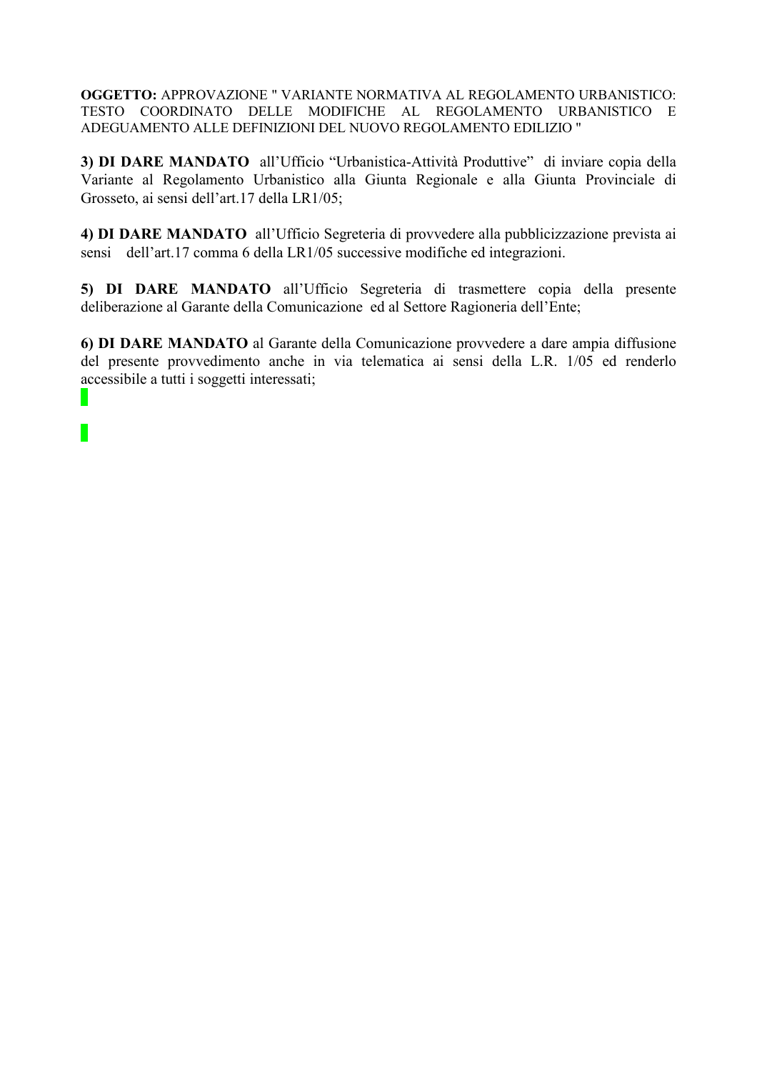**OGGETTO:** APPROVAZIONE " VARIANTE NORMATIVA AL REGOLAMENTO URBANISTICO: TESTO COORDINATO DELLE MODIFICHE AL REGOLAMENTO URBANISTICO E ADEGUAMENTO ALLE DEFINIZIONI DEL NUOVO REGOLAMENTO EDILIZIO "

**3) DI DARE MANDATO** all'Ufficio "Urbanistica-Attività Produttive" di inviare copia della Variante al Regolamento Urbanistico alla Giunta Regionale e alla Giunta Provinciale di Grosseto, ai sensi dell'art.17 della LR1/05;

**4) DI DARE MANDATO** all'Ufficio Segreteria di provvedere alla pubblicizzazione prevista ai sensi dell'art.17 comma 6 della LR1/05 successive modifiche ed integrazioni.

**5) DI DARE MANDATO** all'Ufficio Segreteria di trasmettere copia della presente deliberazione al Garante della Comunicazione ed al Settore Ragioneria dell'Ente;

**6) DI DARE MANDATO** al Garante della Comunicazione provvedere a dare ampia diffusione del presente provvedimento anche in via telematica ai sensi della L.R. 1/05 ed renderlo accessibile a tutti i soggetti interessati;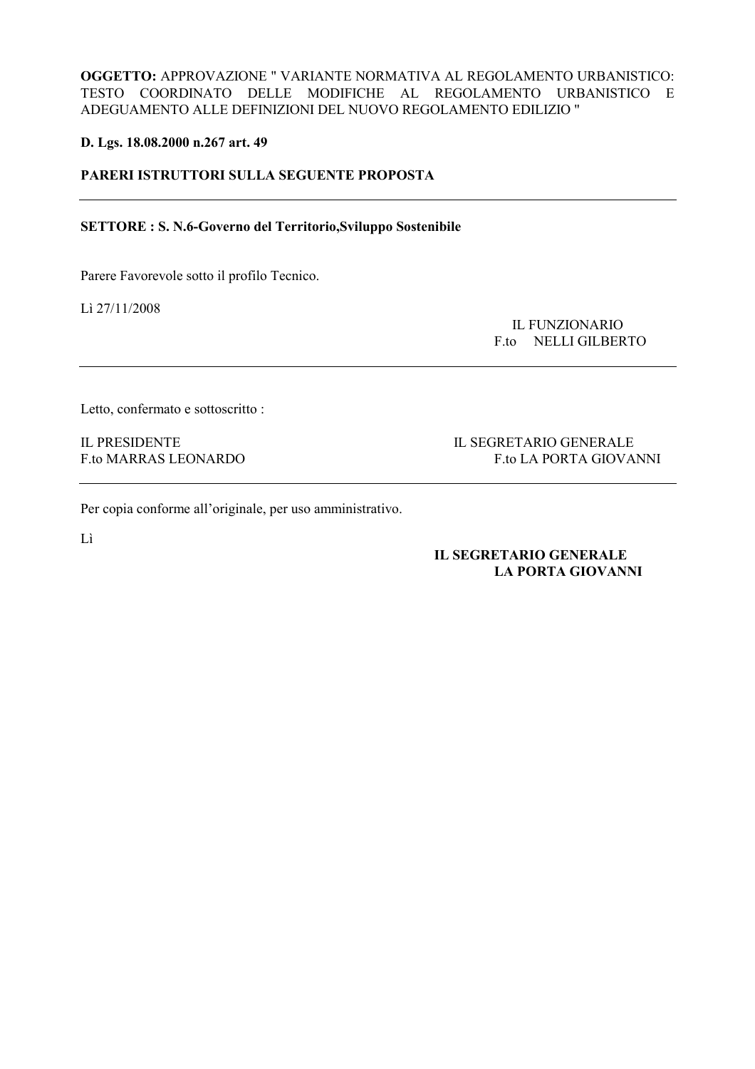**OGGETTO:** APPROVAZIONE " VARIANTE NORMATIVA AL REGOLAMENTO URBANISTICO: TESTO COORDINATO DELLE MODIFICHE AL REGOLAMENTO URBANISTICO E ADEGUAMENTO ALLE DEFINIZIONI DEL NUOVO REGOLAMENTO EDILIZIO "

**D. Lgs. 18.08.2000 n.267 art. 49**

**PARERI ISTRUTTORI SULLA SEGUENTE PROPOSTA**

---

**SETTORE : S. N.6-Governo del Territorio,Sviluppo Sostenibile**

Parere Favorevole sotto il profilo Tecnico.

Lì 27/11/2008

IL FUNZIONARIO
F.to NELLI GILBERTO

---

Letto, confermato e sottoscritto :

IL PRESIDENTE
F.to MARRAS LEONARDO

IL SEGRETARIO GENERALE
F.to LA PORTA GIOVANNI

---

Per copia conforme all'originale, per uso amministrativo.

Lì

**IL SEGRETARIO GENERALE**
**LA PORTA GIOVANNI**